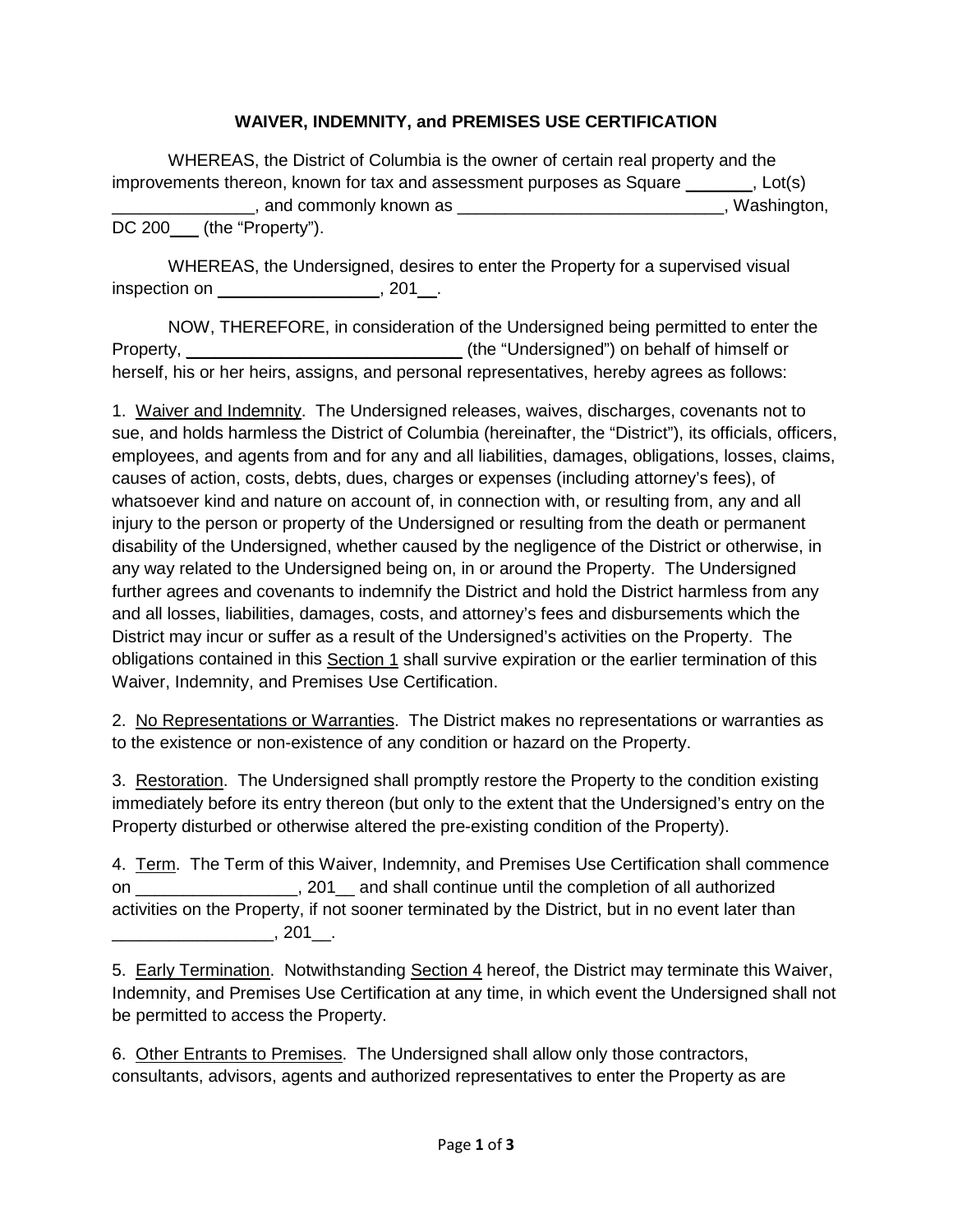**WAIVER, INDEMNITY, and PREMISES USE CERTIFICATION**

WHEREAS, the District of Columbia is the owner of certain real property and the improvements thereon, known for tax and assessment purposes as Square _______, Lot(s) _______________, and commonly known as ____________________________, Washington, DC 200___ (the "Property").

WHEREAS, the Undersigned, desires to enter the Property for a supervised visual inspection on _________________, 201__.

NOW, THEREFORE, in consideration of the Undersigned being permitted to enter the Property, ______________________________ (the "Undersigned") on behalf of himself or herself, his or her heirs, assigns, and personal representatives, hereby agrees as follows:

1. Waiver and Indemnity. The Undersigned releases, waives, discharges, covenants not to sue, and holds harmless the District of Columbia (hereinafter, the "District"), its officials, officers, employees, and agents from and for any and all liabilities, damages, obligations, losses, claims, causes of action, costs, debts, dues, charges or expenses (including attorney's fees), of whatsoever kind and nature on account of, in connection with, or resulting from, any and all injury to the person or property of the Undersigned or resulting from the death or permanent disability of the Undersigned, whether caused by the negligence of the District or otherwise, in any way related to the Undersigned being on, in or around the Property. The Undersigned further agrees and covenants to indemnify the District and hold the District harmless from any and all losses, liabilities, damages, costs, and attorney's fees and disbursements which the District may incur or suffer as a result of the Undersigned's activities on the Property. The obligations contained in this Section 1 shall survive expiration or the earlier termination of this Waiver, Indemnity, and Premises Use Certification.

2. No Representations or Warranties. The District makes no representations or warranties as to the existence or non-existence of any condition or hazard on the Property.

3. Restoration. The Undersigned shall promptly restore the Property to the condition existing immediately before its entry thereon (but only to the extent that the Undersigned's entry on the Property disturbed or otherwise altered the pre-existing condition of the Property).

4. Term. The Term of this Waiver, Indemnity, and Premises Use Certification shall commence on _________________, 201__ and shall continue until the completion of all authorized activities on the Property, if not sooner terminated by the District, but in no event later than _________________, 201__.

5. Early Termination. Notwithstanding Section 4 hereof, the District may terminate this Waiver, Indemnity, and Premises Use Certification at any time, in which event the Undersigned shall not be permitted to access the Property.

6. Other Entrants to Premises. The Undersigned shall allow only those contractors, consultants, advisors, agents and authorized representatives to enter the Property as are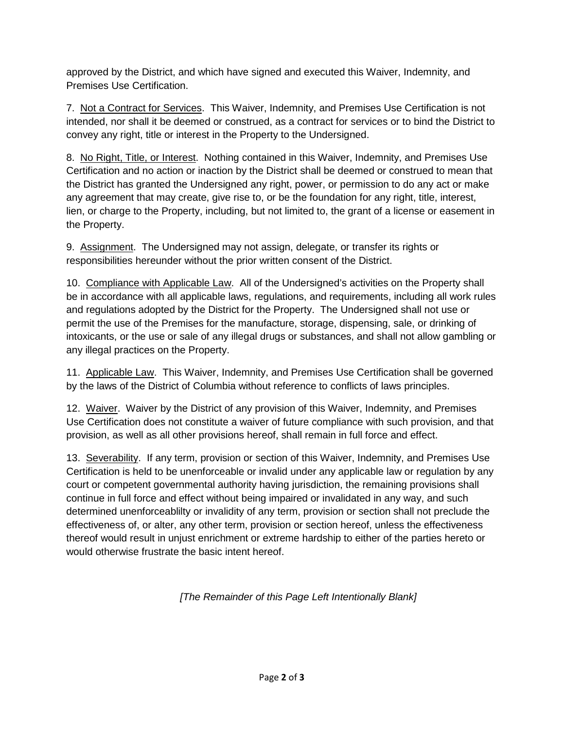approved by the District, and which have signed and executed this Waiver, Indemnity, and Premises Use Certification.

7. <u>Not a Contract for Services</u>. This Waiver, Indemnity, and Premises Use Certification is not intended, nor shall it be deemed or construed, as a contract for services or to bind the District to convey any right, title or interest in the Property to the Undersigned.

8. <u>No Right, Title, or Interest</u>. Nothing contained in this Waiver, Indemnity, and Premises Use Certification and no action or inaction by the District shall be deemed or construed to mean that the District has granted the Undersigned any right, power, or permission to do any act or make any agreement that may create, give rise to, or be the foundation for any right, title, interest, lien, or charge to the Property, including, but not limited to, the grant of a license or easement in the Property.

9. <u>Assignment</u>. The Undersigned may not assign, delegate, or transfer its rights or responsibilities hereunder without the prior written consent of the District.

10. <u>Compliance with Applicable Law</u>. All of the Undersigned's activities on the Property shall be in accordance with all applicable laws, regulations, and requirements, including all work rules and regulations adopted by the District for the Property. The Undersigned shall not use or permit the use of the Premises for the manufacture, storage, dispensing, sale, or drinking of intoxicants, or the use or sale of any illegal drugs or substances, and shall not allow gambling or any illegal practices on the Property.

11. <u>Applicable Law</u>. This Waiver, Indemnity, and Premises Use Certification shall be governed by the laws of the District of Columbia without reference to conflicts of laws principles.

12. <u>Waiver</u>. Waiver by the District of any provision of this Waiver, Indemnity, and Premises Use Certification does not constitute a waiver of future compliance with such provision, and that provision, as well as all other provisions hereof, shall remain in full force and effect.

13. <u>Severability</u>. If any term, provision or section of this Waiver, Indemnity, and Premises Use Certification is held to be unenforceable or invalid under any applicable law or regulation by any court or competent governmental authority having jurisdiction, the remaining provisions shall continue in full force and effect without being impaired or invalidated in any way, and such determined unenforceablilty or invalidity of any term, provision or section shall not preclude the effectiveness of, or alter, any other term, provision or section hereof, unless the effectiveness thereof would result in unjust enrichment or extreme hardship to either of the parties hereto or would otherwise frustrate the basic intent hereof.

*[The Remainder of this Page Left Intentionally Blank]*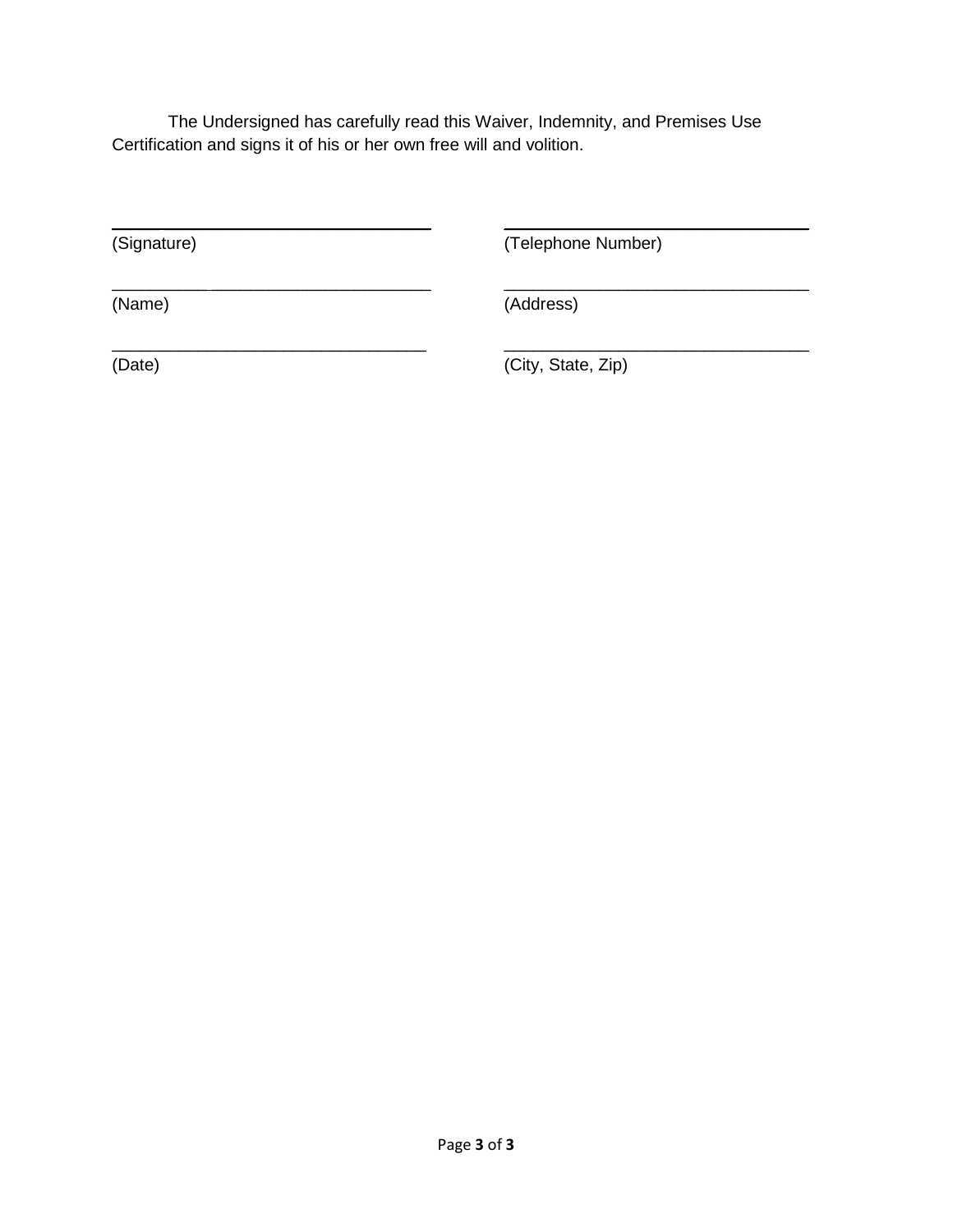The Undersigned has carefully read this Waiver, Indemnity, and Premises Use Certification and signs it of his or her own free will and volition.

| | |
|---|---|
| \_\_\_\_\_\_\_\_\_\_\_\_\_\_\_\_\_\_\_\_\_\_\_\_\_\_\_\_\_\_\_\_ (Signature) | \_\_\_\_\_\_\_\_\_\_\_\_\_\_\_\_\_\_\_\_\_\_\_\_\_\_\_\_\_\_\_\_ (Telephone Number) |
| \_\_\_\_\_\_\_\_\_\_\_\_\_\_\_\_\_\_\_\_\_\_\_\_\_\_\_\_\_\_\_\_ (Name) | \_\_\_\_\_\_\_\_\_\_\_\_\_\_\_\_\_\_\_\_\_\_\_\_\_\_\_\_\_\_\_\_ (Address) |
| \_\_\_\_\_\_\_\_\_\_\_\_\_\_\_\_\_\_\_\_\_\_\_\_\_\_\_\_\_\_\_\_ (Date) | \_\_\_\_\_\_\_\_\_\_\_\_\_\_\_\_\_\_\_\_\_\_\_\_\_\_\_\_\_\_\_\_ (City, State, Zip) |